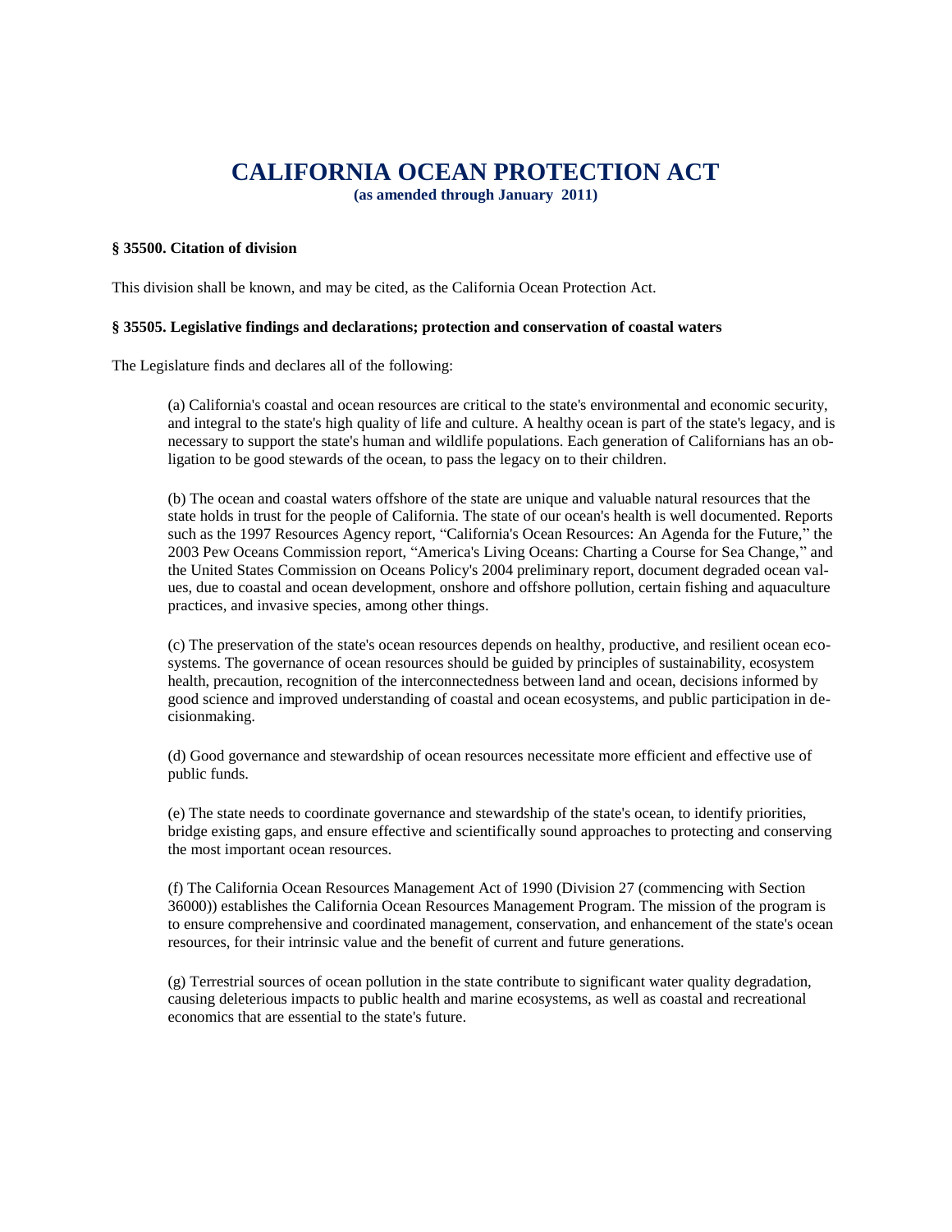# CALIFORNIA OCEAN PROTECTION ACT

**(as amended through January 2011)**

### § 35500. Citation of division

This division shall be known, and may be cited, as the California Ocean Protection Act.

### § 35505. Legislative findings and declarations; protection and conservation of coastal waters

The Legislature finds and declares all of the following:

(a) California's coastal and ocean resources are critical to the state's environmental and economic security, and integral to the state's high quality of life and culture. A healthy ocean is part of the state's legacy, and is necessary to support the state's human and wildlife populations. Each generation of Californians has an obligation to be good stewards of the ocean, to pass the legacy on to their children.

(b) The ocean and coastal waters offshore of the state are unique and valuable natural resources that the state holds in trust for the people of California. The state of our ocean's health is well documented. Reports such as the 1997 Resources Agency report, "California's Ocean Resources: An Agenda for the Future," the 2003 Pew Oceans Commission report, "America's Living Oceans: Charting a Course for Sea Change," and the United States Commission on Oceans Policy's 2004 preliminary report, document degraded ocean values, due to coastal and ocean development, onshore and offshore pollution, certain fishing and aquaculture practices, and invasive species, among other things.

(c) The preservation of the state's ocean resources depends on healthy, productive, and resilient ocean ecosystems. The governance of ocean resources should be guided by principles of sustainability, ecosystem health, precaution, recognition of the interconnectedness between land and ocean, decisions informed by good science and improved understanding of coastal and ocean ecosystems, and public participation in decisionmaking.

(d) Good governance and stewardship of ocean resources necessitate more efficient and effective use of public funds.

(e) The state needs to coordinate governance and stewardship of the state's ocean, to identify priorities, bridge existing gaps, and ensure effective and scientifically sound approaches to protecting and conserving the most important ocean resources.

(f) The California Ocean Resources Management Act of 1990 (Division 27 (commencing with Section 36000)) establishes the California Ocean Resources Management Program. The mission of the program is to ensure comprehensive and coordinated management, conservation, and enhancement of the state's ocean resources, for their intrinsic value and the benefit of current and future generations.

(g) Terrestrial sources of ocean pollution in the state contribute to significant water quality degradation, causing deleterious impacts to public health and marine ecosystems, as well as coastal and recreational economics that are essential to the state's future.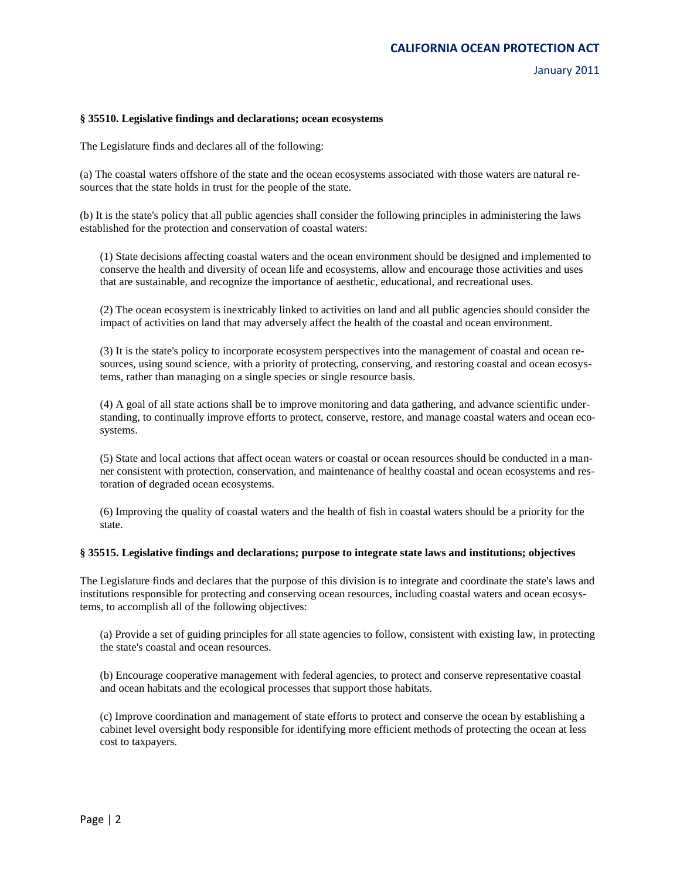**§ 35510. Legislative findings and declarations; ocean ecosystems**

The Legislature finds and declares all of the following:

(a) The coastal waters offshore of the state and the ocean ecosystems associated with those waters are natural resources that the state holds in trust for the people of the state.

(b) It is the state's policy that all public agencies shall consider the following principles in administering the laws established for the protection and conservation of coastal waters:

(1) State decisions affecting coastal waters and the ocean environment should be designed and implemented to conserve the health and diversity of ocean life and ecosystems, allow and encourage those activities and uses that are sustainable, and recognize the importance of aesthetic, educational, and recreational uses.

(2) The ocean ecosystem is inextricably linked to activities on land and all public agencies should consider the impact of activities on land that may adversely affect the health of the coastal and ocean environment.

(3) It is the state's policy to incorporate ecosystem perspectives into the management of coastal and ocean resources, using sound science, with a priority of protecting, conserving, and restoring coastal and ocean ecosystems, rather than managing on a single species or single resource basis.

(4) A goal of all state actions shall be to improve monitoring and data gathering, and advance scientific understanding, to continually improve efforts to protect, conserve, restore, and manage coastal waters and ocean ecosystems.

(5) State and local actions that affect ocean waters or coastal or ocean resources should be conducted in a manner consistent with protection, conservation, and maintenance of healthy coastal and ocean ecosystems and restoration of degraded ocean ecosystems.

(6) Improving the quality of coastal waters and the health of fish in coastal waters should be a priority for the state.

**§ 35515. Legislative findings and declarations; purpose to integrate state laws and institutions; objectives**

The Legislature finds and declares that the purpose of this division is to integrate and coordinate the state's laws and institutions responsible for protecting and conserving ocean resources, including coastal waters and ocean ecosystems, to accomplish all of the following objectives:

(a) Provide a set of guiding principles for all state agencies to follow, consistent with existing law, in protecting the state's coastal and ocean resources.

(b) Encourage cooperative management with federal agencies, to protect and conserve representative coastal and ocean habitats and the ecological processes that support those habitats.

(c) Improve coordination and management of state efforts to protect and conserve the ocean by establishing a cabinet level oversight body responsible for identifying more efficient methods of protecting the ocean at less cost to taxpayers.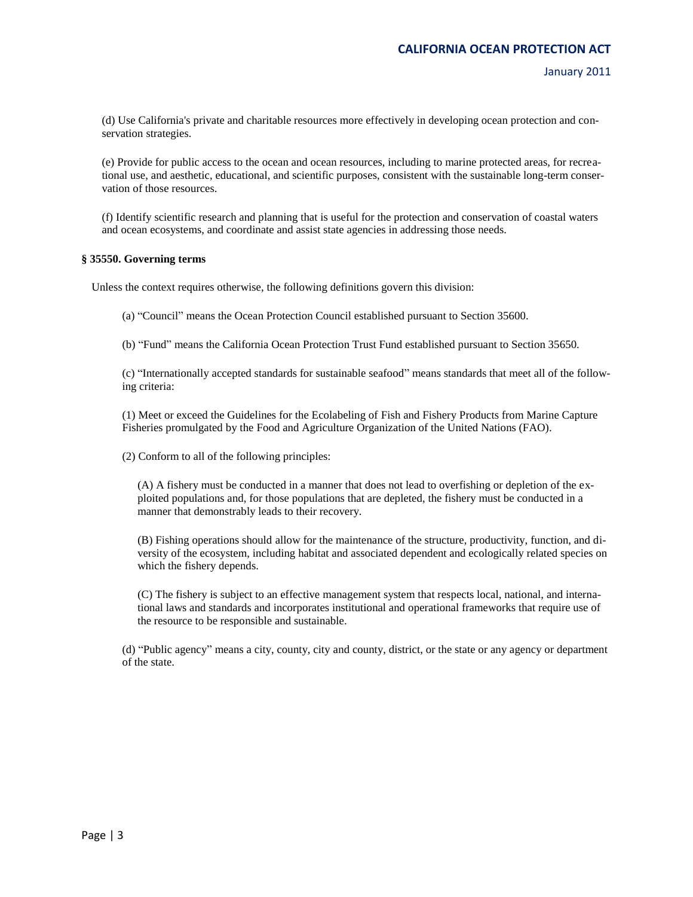(d) Use California's private and charitable resources more effectively in developing ocean protection and conservation strategies.

(e) Provide for public access to the ocean and ocean resources, including to marine protected areas, for recreational use, and aesthetic, educational, and scientific purposes, consistent with the sustainable long-term conservation of those resources.

(f) Identify scientific research and planning that is useful for the protection and conservation of coastal waters and ocean ecosystems, and coordinate and assist state agencies in addressing those needs.

**§ 35550. Governing terms**

Unless the context requires otherwise, the following definitions govern this division:

(a) "Council" means the Ocean Protection Council established pursuant to Section 35600.

(b) "Fund" means the California Ocean Protection Trust Fund established pursuant to Section 35650.

(c) "Internationally accepted standards for sustainable seafood" means standards that meet all of the following criteria:

(1) Meet or exceed the Guidelines for the Ecolabeling of Fish and Fishery Products from Marine Capture Fisheries promulgated by the Food and Agriculture Organization of the United Nations (FAO).

(2) Conform to all of the following principles:

(A) A fishery must be conducted in a manner that does not lead to overfishing or depletion of the exploited populations and, for those populations that are depleted, the fishery must be conducted in a manner that demonstrably leads to their recovery.

(B) Fishing operations should allow for the maintenance of the structure, productivity, function, and diversity of the ecosystem, including habitat and associated dependent and ecologically related species on which the fishery depends.

(C) The fishery is subject to an effective management system that respects local, national, and international laws and standards and incorporates institutional and operational frameworks that require use of the resource to be responsible and sustainable.

(d) "Public agency" means a city, county, city and county, district, or the state or any agency or department of the state.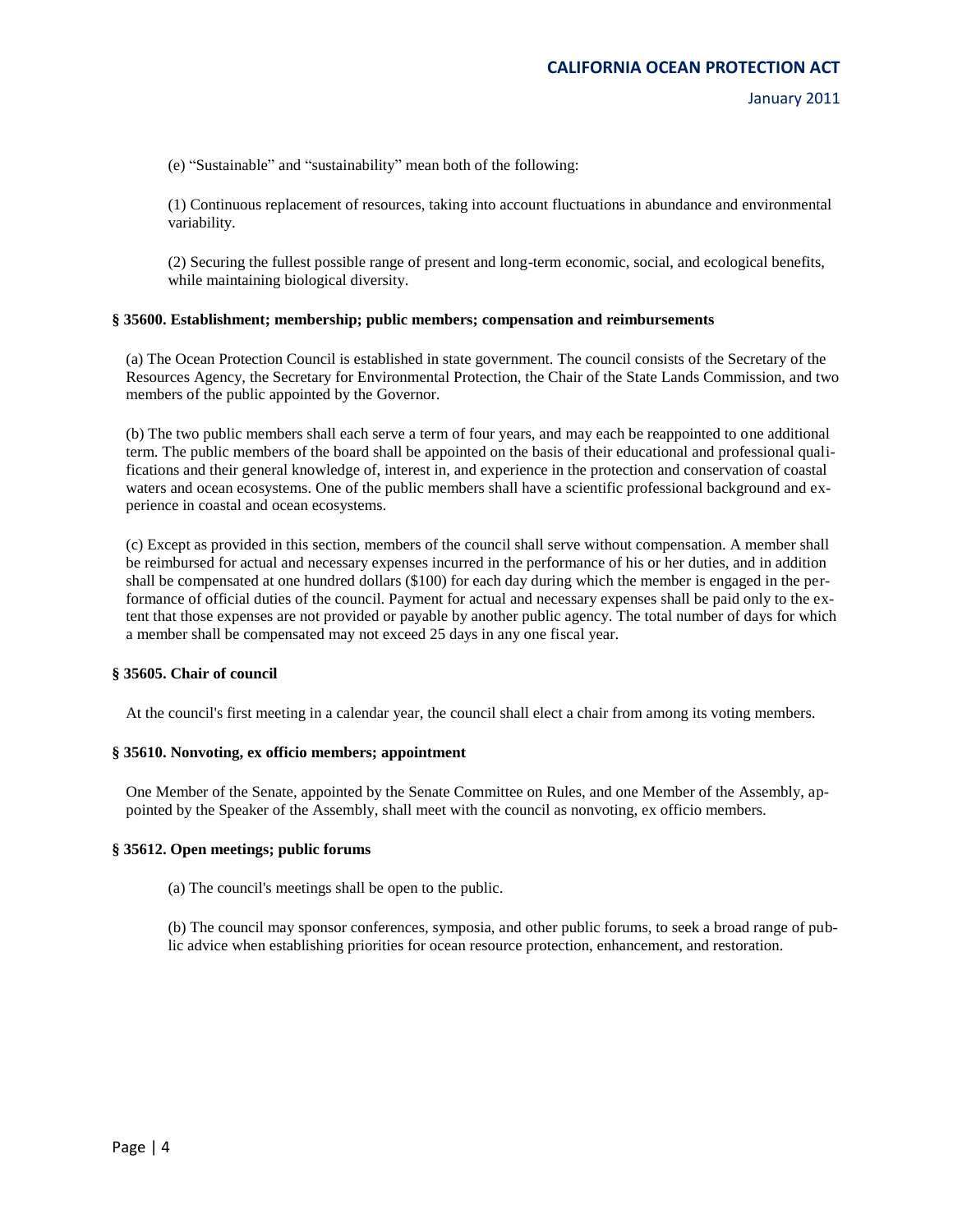(e) "Sustainable" and "sustainability" mean both of the following:

(1) Continuous replacement of resources, taking into account fluctuations in abundance and environmental variability.

(2) Securing the fullest possible range of present and long-term economic, social, and ecological benefits, while maintaining biological diversity.

**§ 35600. Establishment; membership; public members; compensation and reimbursements**

(a) The Ocean Protection Council is established in state government. The council consists of the Secretary of the Resources Agency, the Secretary for Environmental Protection, the Chair of the State Lands Commission, and two members of the public appointed by the Governor.

(b) The two public members shall each serve a term of four years, and may each be reappointed to one additional term. The public members of the board shall be appointed on the basis of their educational and professional qualifications and their general knowledge of, interest in, and experience in the protection and conservation of coastal waters and ocean ecosystems. One of the public members shall have a scientific professional background and experience in coastal and ocean ecosystems.

(c) Except as provided in this section, members of the council shall serve without compensation. A member shall be reimbursed for actual and necessary expenses incurred in the performance of his or her duties, and in addition shall be compensated at one hundred dollars ($100) for each day during which the member is engaged in the performance of official duties of the council. Payment for actual and necessary expenses shall be paid only to the extent that those expenses are not provided or payable by another public agency. The total number of days for which a member shall be compensated may not exceed 25 days in any one fiscal year.

**§ 35605. Chair of council**

At the council's first meeting in a calendar year, the council shall elect a chair from among its voting members.

**§ 35610. Nonvoting, ex officio members; appointment**

One Member of the Senate, appointed by the Senate Committee on Rules, and one Member of the Assembly, appointed by the Speaker of the Assembly, shall meet with the council as nonvoting, ex officio members.

**§ 35612. Open meetings; public forums**

(a) The council's meetings shall be open to the public.

(b) The council may sponsor conferences, symposia, and other public forums, to seek a broad range of public advice when establishing priorities for ocean resource protection, enhancement, and restoration.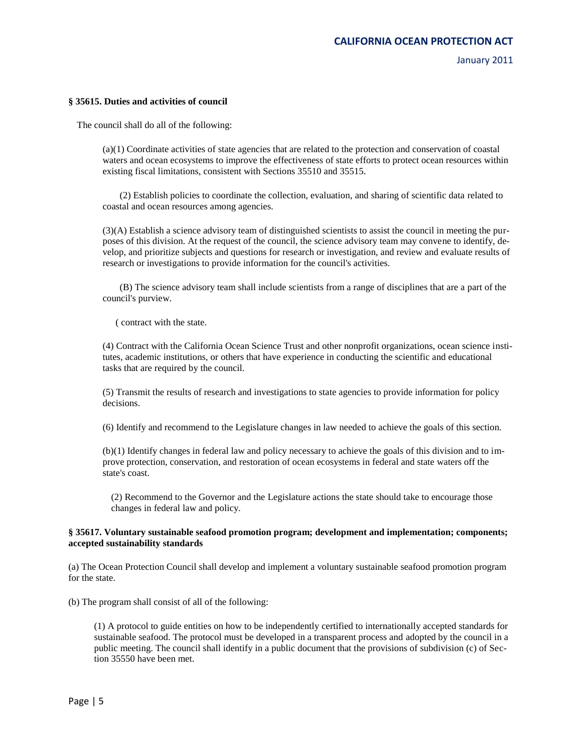**§ 35615. Duties and activities of council**

The council shall do all of the following:

(a)(1) Coordinate activities of state agencies that are related to the protection and conservation of coastal waters and ocean ecosystems to improve the effectiveness of state efforts to protect ocean resources within existing fiscal limitations, consistent with Sections 35510 and 35515.

(2) Establish policies to coordinate the collection, evaluation, and sharing of scientific data related to coastal and ocean resources among agencies.

(3)(A) Establish a science advisory team of distinguished scientists to assist the council in meeting the purposes of this division. At the request of the council, the science advisory team may convene to identify, develop, and prioritize subjects and questions for research or investigation, and review and evaluate results of research or investigations to provide information for the council's activities.

(B) The science advisory team shall include scientists from a range of disciplines that are a part of the council's purview.

( contract with the state.

(4) Contract with the California Ocean Science Trust and other nonprofit organizations, ocean science institutes, academic institutions, or others that have experience in conducting the scientific and educational tasks that are required by the council.

(5) Transmit the results of research and investigations to state agencies to provide information for policy decisions.

(6) Identify and recommend to the Legislature changes in law needed to achieve the goals of this section.

(b)(1) Identify changes in federal law and policy necessary to achieve the goals of this division and to improve protection, conservation, and restoration of ocean ecosystems in federal and state waters off the state's coast.

(2) Recommend to the Governor and the Legislature actions the state should take to encourage those changes in federal law and policy.

**§ 35617. Voluntary sustainable seafood promotion program; development and implementation; components; accepted sustainability standards**

(a) The Ocean Protection Council shall develop and implement a voluntary sustainable seafood promotion program for the state.

(b) The program shall consist of all of the following:

(1) A protocol to guide entities on how to be independently certified to internationally accepted standards for sustainable seafood. The protocol must be developed in a transparent process and adopted by the council in a public meeting. The council shall identify in a public document that the provisions of subdivision (c) of Section 35550 have been met.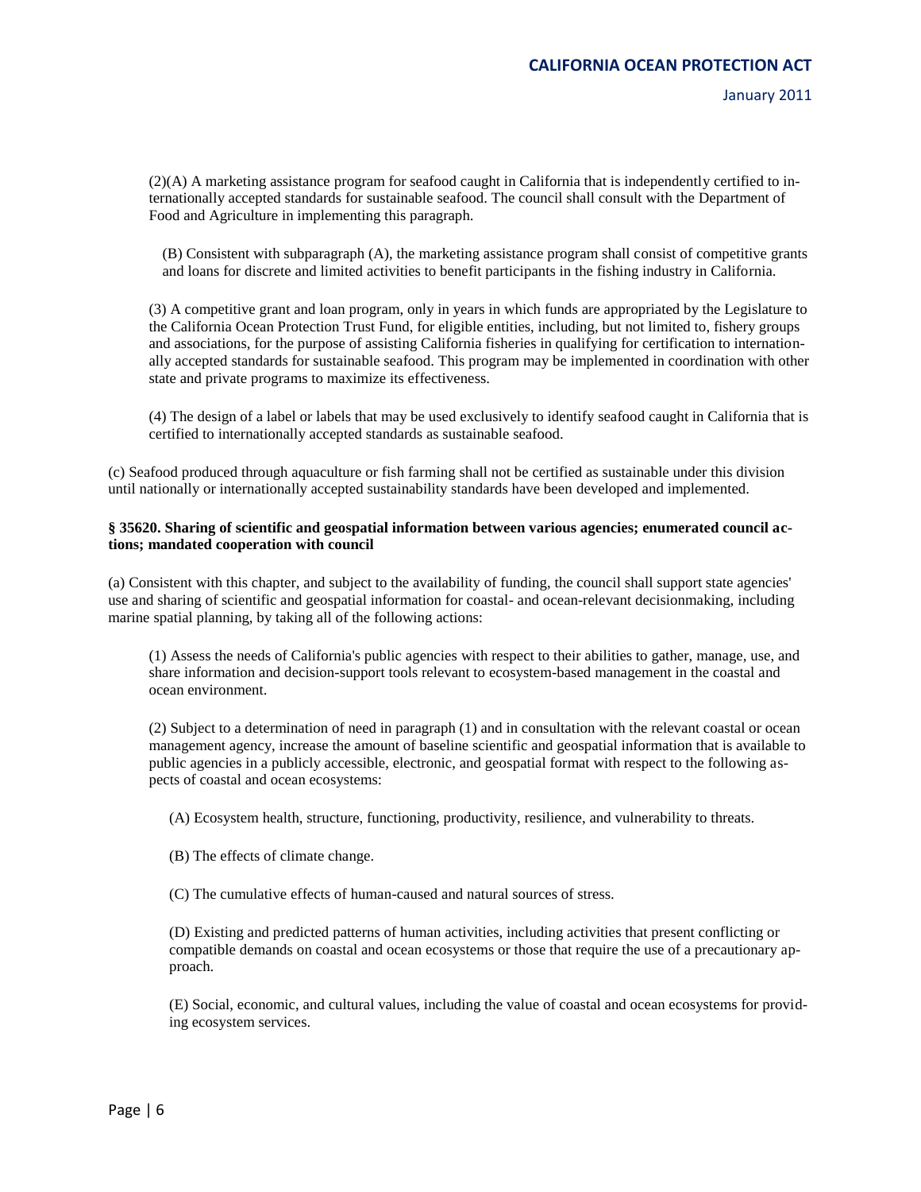(2)(A) A marketing assistance program for seafood caught in California that is independently certified to internationally accepted standards for sustainable seafood. The council shall consult with the Department of Food and Agriculture in implementing this paragraph.

(B) Consistent with subparagraph (A), the marketing assistance program shall consist of competitive grants and loans for discrete and limited activities to benefit participants in the fishing industry in California.

(3) A competitive grant and loan program, only in years in which funds are appropriated by the Legislature to the California Ocean Protection Trust Fund, for eligible entities, including, but not limited to, fishery groups and associations, for the purpose of assisting California fisheries in qualifying for certification to internationally accepted standards for sustainable seafood. This program may be implemented in coordination with other state and private programs to maximize its effectiveness.

(4) The design of a label or labels that may be used exclusively to identify seafood caught in California that is certified to internationally accepted standards as sustainable seafood.

(c) Seafood produced through aquaculture or fish farming shall not be certified as sustainable under this division until nationally or internationally accepted sustainability standards have been developed and implemented.

**§ 35620. Sharing of scientific and geospatial information between various agencies; enumerated council actions; mandated cooperation with council**

(a) Consistent with this chapter, and subject to the availability of funding, the council shall support state agencies' use and sharing of scientific and geospatial information for coastal- and ocean-relevant decisionmaking, including marine spatial planning, by taking all of the following actions:

(1) Assess the needs of California's public agencies with respect to their abilities to gather, manage, use, and share information and decision-support tools relevant to ecosystem-based management in the coastal and ocean environment.

(2) Subject to a determination of need in paragraph (1) and in consultation with the relevant coastal or ocean management agency, increase the amount of baseline scientific and geospatial information that is available to public agencies in a publicly accessible, electronic, and geospatial format with respect to the following aspects of coastal and ocean ecosystems:

(A) Ecosystem health, structure, functioning, productivity, resilience, and vulnerability to threats.

(B) The effects of climate change.

(C) The cumulative effects of human-caused and natural sources of stress.

(D) Existing and predicted patterns of human activities, including activities that present conflicting or compatible demands on coastal and ocean ecosystems or those that require the use of a precautionary approach.

(E) Social, economic, and cultural values, including the value of coastal and ocean ecosystems for providing ecosystem services.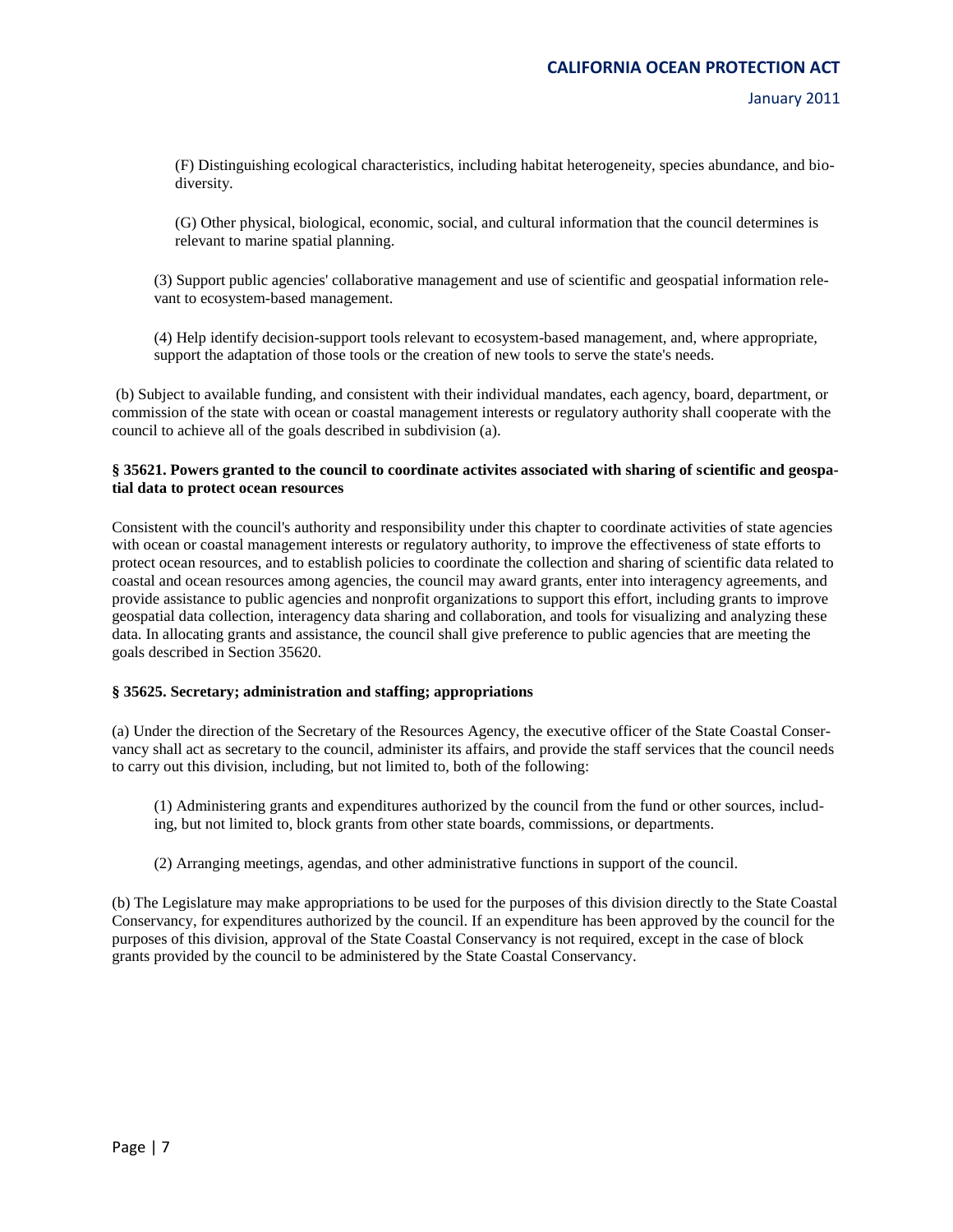(F) Distinguishing ecological characteristics, including habitat heterogeneity, species abundance, and biodiversity.

(G) Other physical, biological, economic, social, and cultural information that the council determines is relevant to marine spatial planning.

(3) Support public agencies' collaborative management and use of scientific and geospatial information relevant to ecosystem-based management.

(4) Help identify decision-support tools relevant to ecosystem-based management, and, where appropriate, support the adaptation of those tools or the creation of new tools to serve the state's needs.

(b) Subject to available funding, and consistent with their individual mandates, each agency, board, department, or commission of the state with ocean or coastal management interests or regulatory authority shall cooperate with the council to achieve all of the goals described in subdivision (a).

**§ 35621. Powers granted to the council to coordinate activites associated with sharing of scientific and geospatial data to protect ocean resources**

Consistent with the council's authority and responsibility under this chapter to coordinate activities of state agencies with ocean or coastal management interests or regulatory authority, to improve the effectiveness of state efforts to protect ocean resources, and to establish policies to coordinate the collection and sharing of scientific data related to coastal and ocean resources among agencies, the council may award grants, enter into interagency agreements, and provide assistance to public agencies and nonprofit organizations to support this effort, including grants to improve geospatial data collection, interagency data sharing and collaboration, and tools for visualizing and analyzing these data. In allocating grants and assistance, the council shall give preference to public agencies that are meeting the goals described in Section 35620.

**§ 35625. Secretary; administration and staffing; appropriations**

(a) Under the direction of the Secretary of the Resources Agency, the executive officer of the State Coastal Conservancy shall act as secretary to the council, administer its affairs, and provide the staff services that the council needs to carry out this division, including, but not limited to, both of the following:

(1) Administering grants and expenditures authorized by the council from the fund or other sources, including, but not limited to, block grants from other state boards, commissions, or departments.

(2) Arranging meetings, agendas, and other administrative functions in support of the council.

(b) The Legislature may make appropriations to be used for the purposes of this division directly to the State Coastal Conservancy, for expenditures authorized by the council. If an expenditure has been approved by the council for the purposes of this division, approval of the State Coastal Conservancy is not required, except in the case of block grants provided by the council to be administered by the State Coastal Conservancy.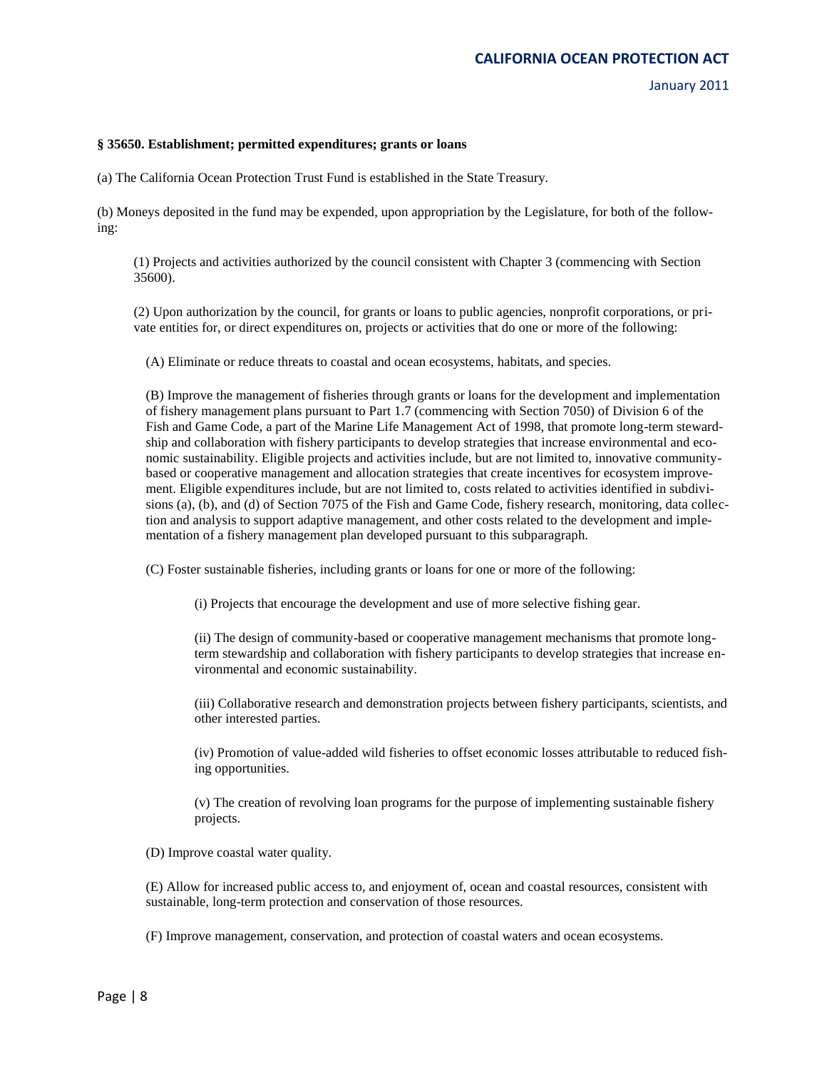**§ 35650. Establishment; permitted expenditures; grants or loans**

(a) The California Ocean Protection Trust Fund is established in the State Treasury.

(b) Moneys deposited in the fund may be expended, upon appropriation by the Legislature, for both of the following:

(1) Projects and activities authorized by the council consistent with Chapter 3 (commencing with Section 35600).

(2) Upon authorization by the council, for grants or loans to public agencies, nonprofit corporations, or private entities for, or direct expenditures on, projects or activities that do one or more of the following:

(A) Eliminate or reduce threats to coastal and ocean ecosystems, habitats, and species.

(B) Improve the management of fisheries through grants or loans for the development and implementation of fishery management plans pursuant to Part 1.7 (commencing with Section 7050) of Division 6 of the Fish and Game Code, a part of the Marine Life Management Act of 1998, that promote long-term stewardship and collaboration with fishery participants to develop strategies that increase environmental and economic sustainability. Eligible projects and activities include, but are not limited to, innovative community-based or cooperative management and allocation strategies that create incentives for ecosystem improvement. Eligible expenditures include, but are not limited to, costs related to activities identified in subdivisions (a), (b), and (d) of Section 7075 of the Fish and Game Code, fishery research, monitoring, data collection and analysis to support adaptive management, and other costs related to the development and implementation of a fishery management plan developed pursuant to this subparagraph.

(C) Foster sustainable fisheries, including grants or loans for one or more of the following:

(i) Projects that encourage the development and use of more selective fishing gear.

(ii) The design of community-based or cooperative management mechanisms that promote long-term stewardship and collaboration with fishery participants to develop strategies that increase environmental and economic sustainability.

(iii) Collaborative research and demonstration projects between fishery participants, scientists, and other interested parties.

(iv) Promotion of value-added wild fisheries to offset economic losses attributable to reduced fishing opportunities.

(v) The creation of revolving loan programs for the purpose of implementing sustainable fishery projects.

(D) Improve coastal water quality.

(E) Allow for increased public access to, and enjoyment of, ocean and coastal resources, consistent with sustainable, long-term protection and conservation of those resources.

(F) Improve management, conservation, and protection of coastal waters and ocean ecosystems.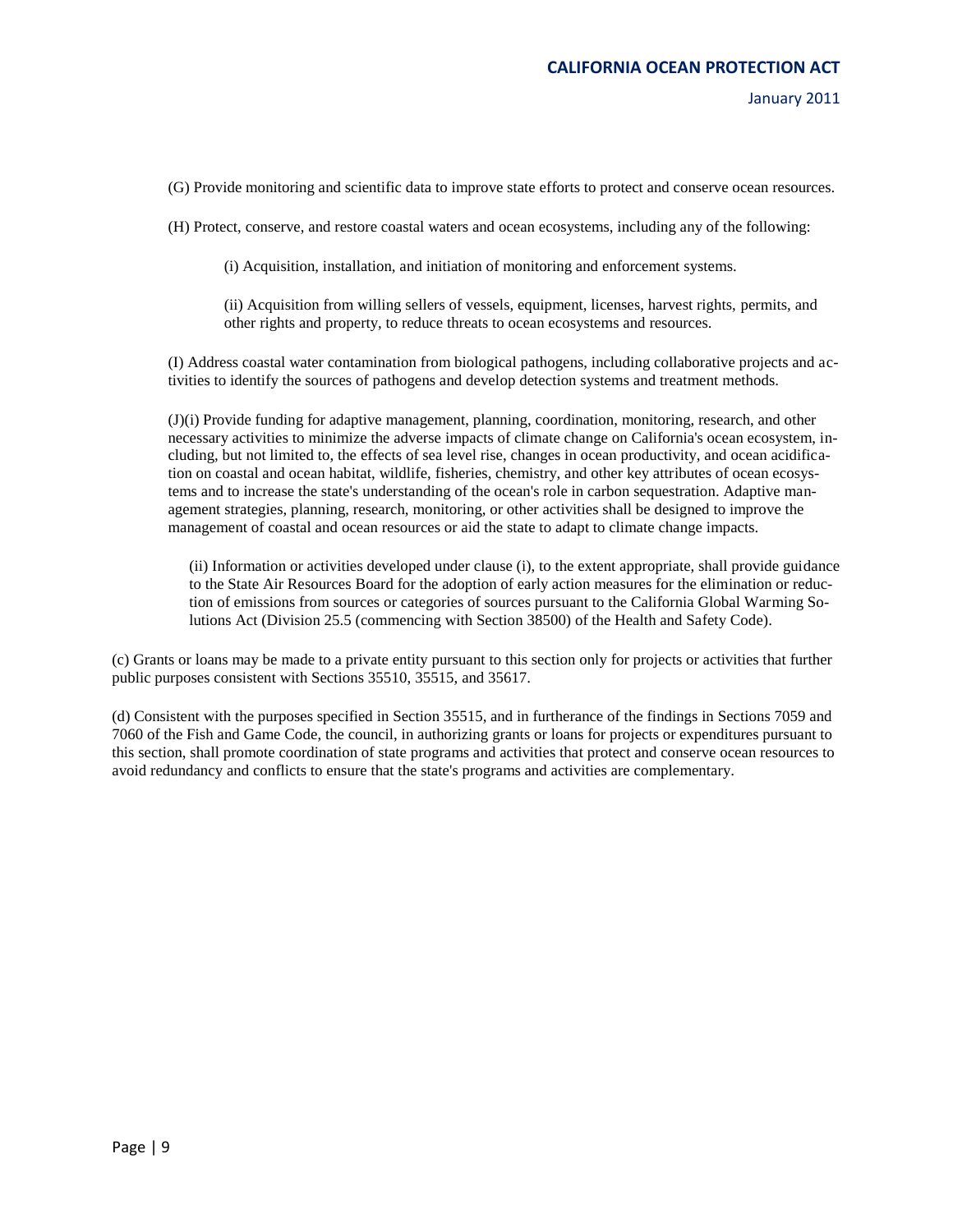(G) Provide monitoring and scientific data to improve state efforts to protect and conserve ocean resources.

(H) Protect, conserve, and restore coastal waters and ocean ecosystems, including any of the following:

(i) Acquisition, installation, and initiation of monitoring and enforcement systems.

(ii) Acquisition from willing sellers of vessels, equipment, licenses, harvest rights, permits, and other rights and property, to reduce threats to ocean ecosystems and resources.

(I) Address coastal water contamination from biological pathogens, including collaborative projects and activities to identify the sources of pathogens and develop detection systems and treatment methods.

(J)(i) Provide funding for adaptive management, planning, coordination, monitoring, research, and other necessary activities to minimize the adverse impacts of climate change on California's ocean ecosystem, including, but not limited to, the effects of sea level rise, changes in ocean productivity, and ocean acidification on coastal and ocean habitat, wildlife, fisheries, chemistry, and other key attributes of ocean ecosystems and to increase the state's understanding of the ocean's role in carbon sequestration. Adaptive management strategies, planning, research, monitoring, or other activities shall be designed to improve the management of coastal and ocean resources or aid the state to adapt to climate change impacts.

(ii) Information or activities developed under clause (i), to the extent appropriate, shall provide guidance to the State Air Resources Board for the adoption of early action measures for the elimination or reduction of emissions from sources or categories of sources pursuant to the California Global Warming Solutions Act (Division 25.5 (commencing with Section 38500) of the Health and Safety Code).

(c) Grants or loans may be made to a private entity pursuant to this section only for projects or activities that further public purposes consistent with Sections 35510, 35515, and 35617.

(d) Consistent with the purposes specified in Section 35515, and in furtherance of the findings in Sections 7059 and 7060 of the Fish and Game Code, the council, in authorizing grants or loans for projects or expenditures pursuant to this section, shall promote coordination of state programs and activities that protect and conserve ocean resources to avoid redundancy and conflicts to ensure that the state's programs and activities are complementary.